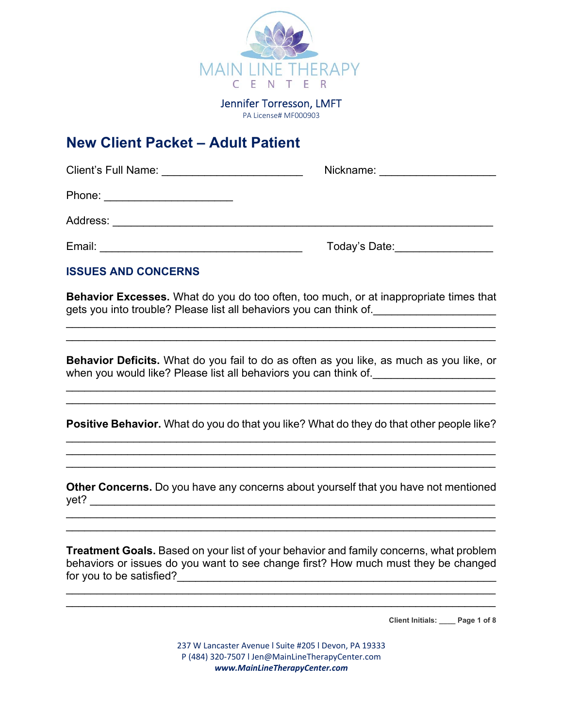MAIN LINE THERAPY
CENTER

Jennifer Torresson, LMFT
PA License# MF000903

# New Client Packet – Adult Patient

Client's Full Name: ______________________ Nickname: __________________

Phone: ____________________

Address: ___________________________________________________________

Email: ________________________________ Today's Date:________________

## ISSUES AND CONCERNS

**Behavior Excesses.** What do you do too often, too much, or at inappropriate times that gets you into trouble? Please list all behaviors you can think of.___________________
___________________________________________________________________
___________________________________________________________________

**Behavior Deficits.** What do you fail to do as often as you like, as much as you like, or when you would like? Please list all behaviors you can think of.___________________
___________________________________________________________________
___________________________________________________________________

**Positive Behavior.** What do you do that you like? What do they do that other people like?
___________________________________________________________________
___________________________________________________________________
___________________________________________________________________

**Other Concerns.** Do you have any concerns about yourself that you have not mentioned yet? ______________________________________________________________
___________________________________________________________________
___________________________________________________________________

**Treatment Goals.** Based on your list of your behavior and family concerns, what problem behaviors or issues do you want to see change first? How much must they be changed for you to be satisfied?_____________________________________________________
___________________________________________________________________
___________________________________________________________________

Client Initials: ____

237 W Lancaster Avenue l Suite #205 l Devon, PA 19333
P (484) 320-7507 l Jen@MainLineTherapyCenter.com
***www.MainLineTherapyCenter.com***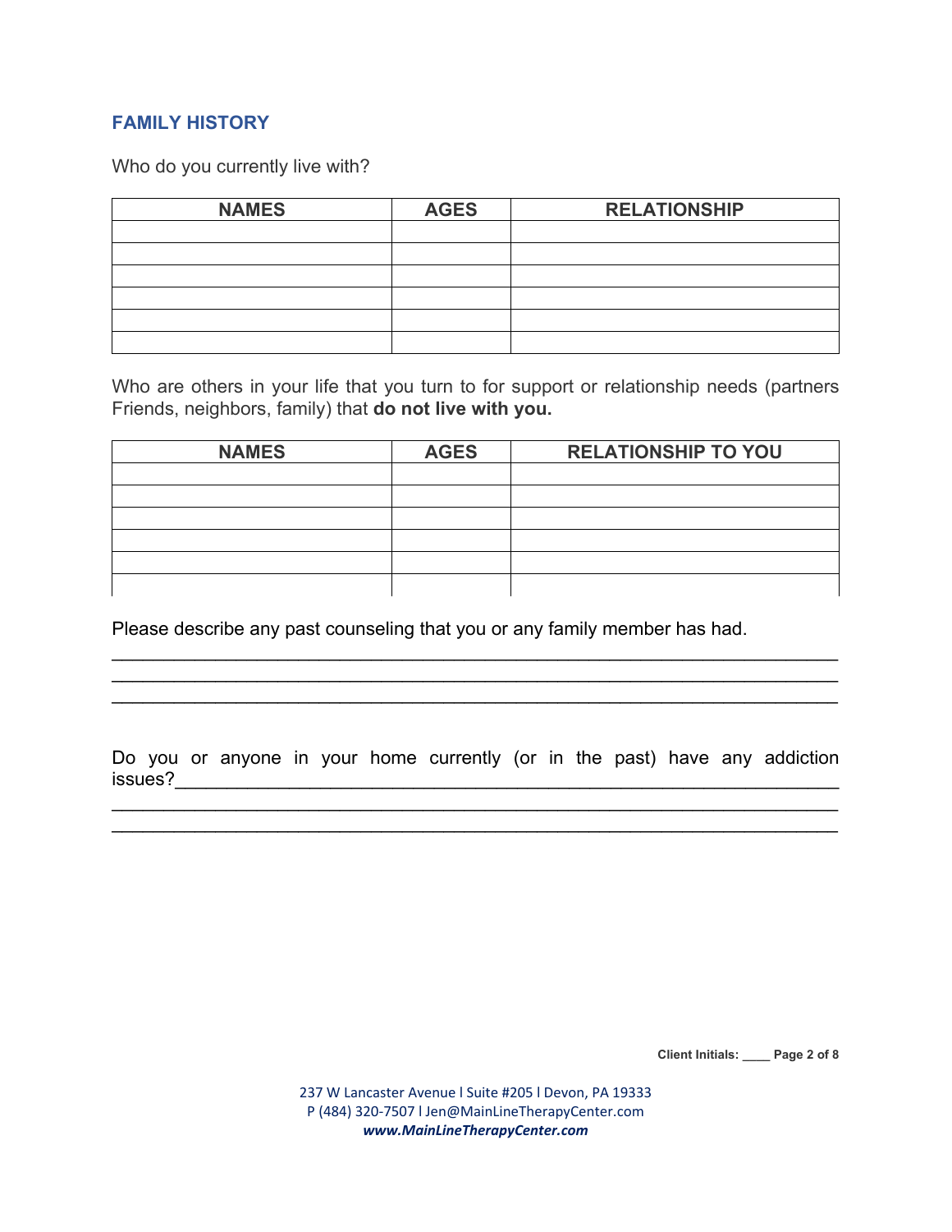## FAMILY HISTORY

Who do you currently live with?

| NAMES | AGES | RELATIONSHIP |
| --- | --- | --- |
| | | |
| | | |
| | | |
| | | |
| | | |
| | | |

Who are others in your life that you turn to for support or relationship needs (partners Friends, neighbors, family) that **do not live with you.**

| NAMES | AGES | RELATIONSHIP TO YOU |
| --- | --- | --- |
| | | |
| | | |
| | | |
| | | |
| | | |
| | | |

Please describe any past counseling that you or any family member has had.

_________________________________________________________________
_________________________________________________________________
_________________________________________________________________

Do you or anyone in your home currently (or in the past) have any addiction issues?_______________________________________________________________
_________________________________________________________________
_________________________________________________________________

Client Initials: ____

237 W Lancaster Avenue l Suite #205 l Devon, PA 19333
P (484) 320-7507 l Jen@MainLineTherapyCenter.com
***www.MainLineTherapyCenter.com***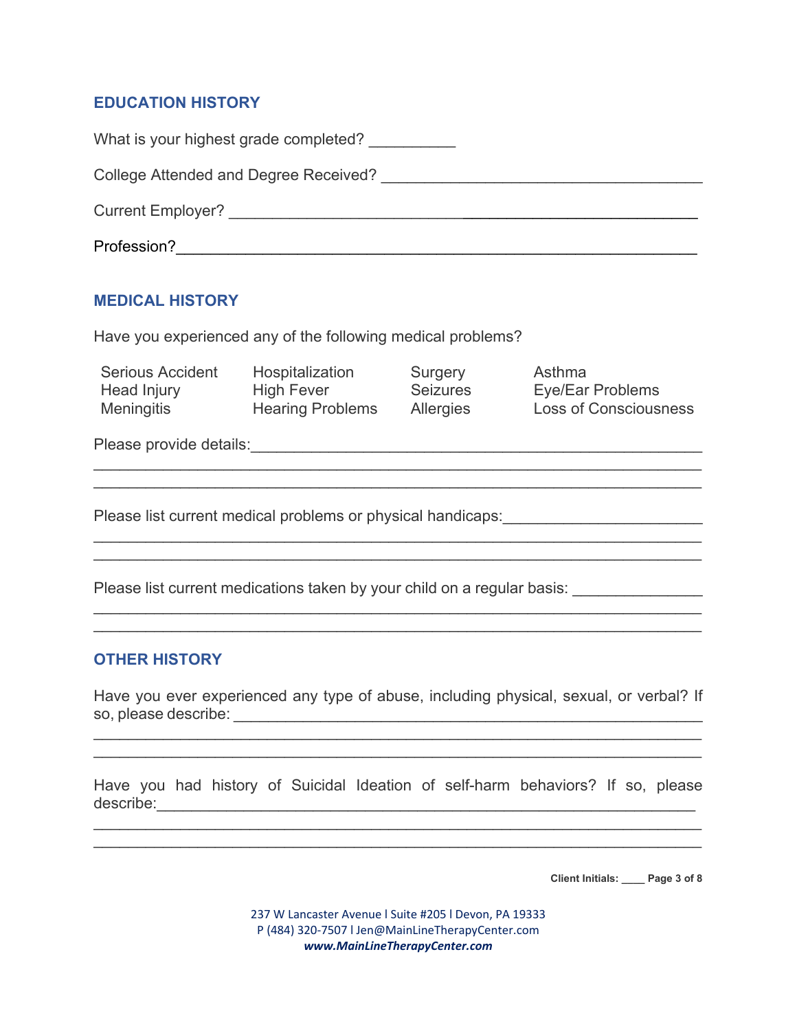## EDUCATION HISTORY

What is your highest grade completed? __________

College Attended and Degree Received? ____________________________________

Current Employer? ______________________________________________________

Profession?___________________________________________________________

## MEDICAL HISTORY

Have you experienced any of the following medical problems?

| Serious Accident | Hospitalization | Surgery | Asthma |
|---|---|---|---|
| Head Injury | High Fever | Seizures | Eye/Ear Problems |
| Meningitis | Hearing Problems | Allergies | Loss of Consciousness |

Please provide details:___________________________________________________
_____________________________________________________________________
_____________________________________________________________________

Please list current medical problems or physical handicaps:______________________
_____________________________________________________________________
_____________________________________________________________________

Please list current medications taken by your child on a regular basis: _______________
_____________________________________________________________________
_____________________________________________________________________

## OTHER HISTORY

Have you ever experienced any type of abuse, including physical, sexual, or verbal? If so, please describe: ______________________________________________________
_____________________________________________________________________
_____________________________________________________________________

Have you had history of Suicidal Ideation of self-harm behaviors? If so, please describe:_______________________________________________________________
_____________________________________________________________________
_____________________________________________________________________

Client Initials: ____

237 W Lancaster Avenue l Suite #205 l Devon, PA 19333
P (484) 320-7507 l Jen@MainLineTherapyCenter.com
***www.MainLineTherapyCenter.com***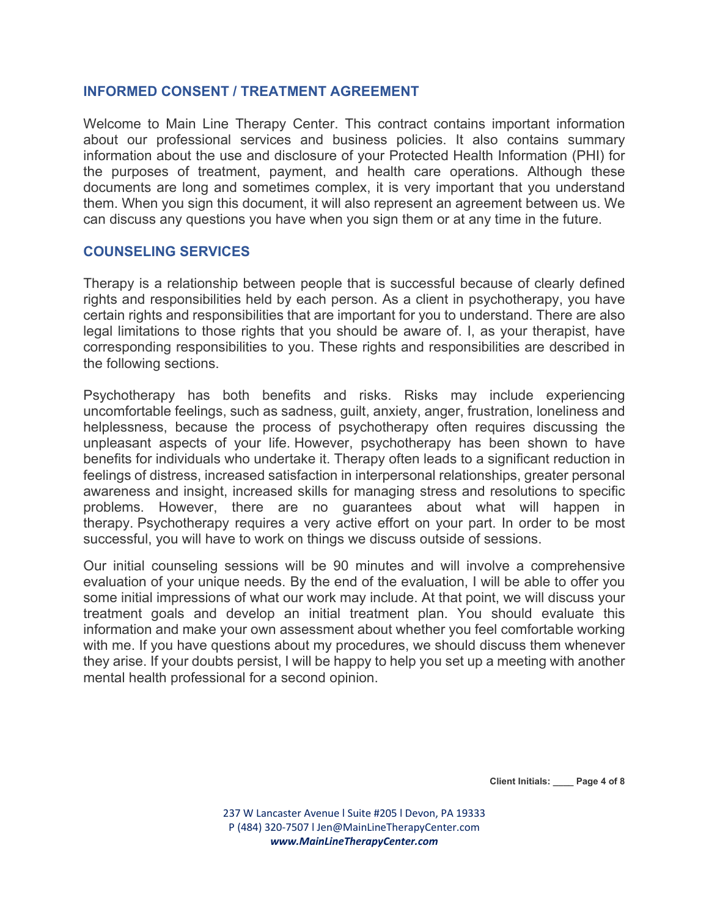## INFORMED CONSENT / TREATMENT AGREEMENT

Welcome to Main Line Therapy Center. This contract contains important information about our professional services and business policies. It also contains summary information about the use and disclosure of your Protected Health Information (PHI) for the purposes of treatment, payment, and health care operations. Although these documents are long and sometimes complex, it is very important that you understand them. When you sign this document, it will also represent an agreement between us. We can discuss any questions you have when you sign them or at any time in the future.

## COUNSELING SERVICES

Therapy is a relationship between people that is successful because of clearly defined rights and responsibilities held by each person. As a client in psychotherapy, you have certain rights and responsibilities that are important for you to understand. There are also legal limitations to those rights that you should be aware of. I, as your therapist, have corresponding responsibilities to you. These rights and responsibilities are described in the following sections.

Psychotherapy has both benefits and risks. Risks may include experiencing uncomfortable feelings, such as sadness, guilt, anxiety, anger, frustration, loneliness and helplessness, because the process of psychotherapy often requires discussing the unpleasant aspects of your life. However, psychotherapy has been shown to have benefits for individuals who undertake it. Therapy often leads to a significant reduction in feelings of distress, increased satisfaction in interpersonal relationships, greater personal awareness and insight, increased skills for managing stress and resolutions to specific problems. However, there are no guarantees about what will happen in therapy. Psychotherapy requires a very active effort on your part. In order to be most successful, you will have to work on things we discuss outside of sessions.

Our initial counseling sessions will be 90 minutes and will involve a comprehensive evaluation of your unique needs. By the end of the evaluation, I will be able to offer you some initial impressions of what our work may include. At that point, we will discuss your treatment goals and develop an initial treatment plan. You should evaluate this information and make your own assessment about whether you feel comfortable working with me. If you have questions about my procedures, we should discuss them whenever they arise. If your doubts persist, I will be happy to help you set up a meeting with another mental health professional for a second opinion.

**Client Initials: ____**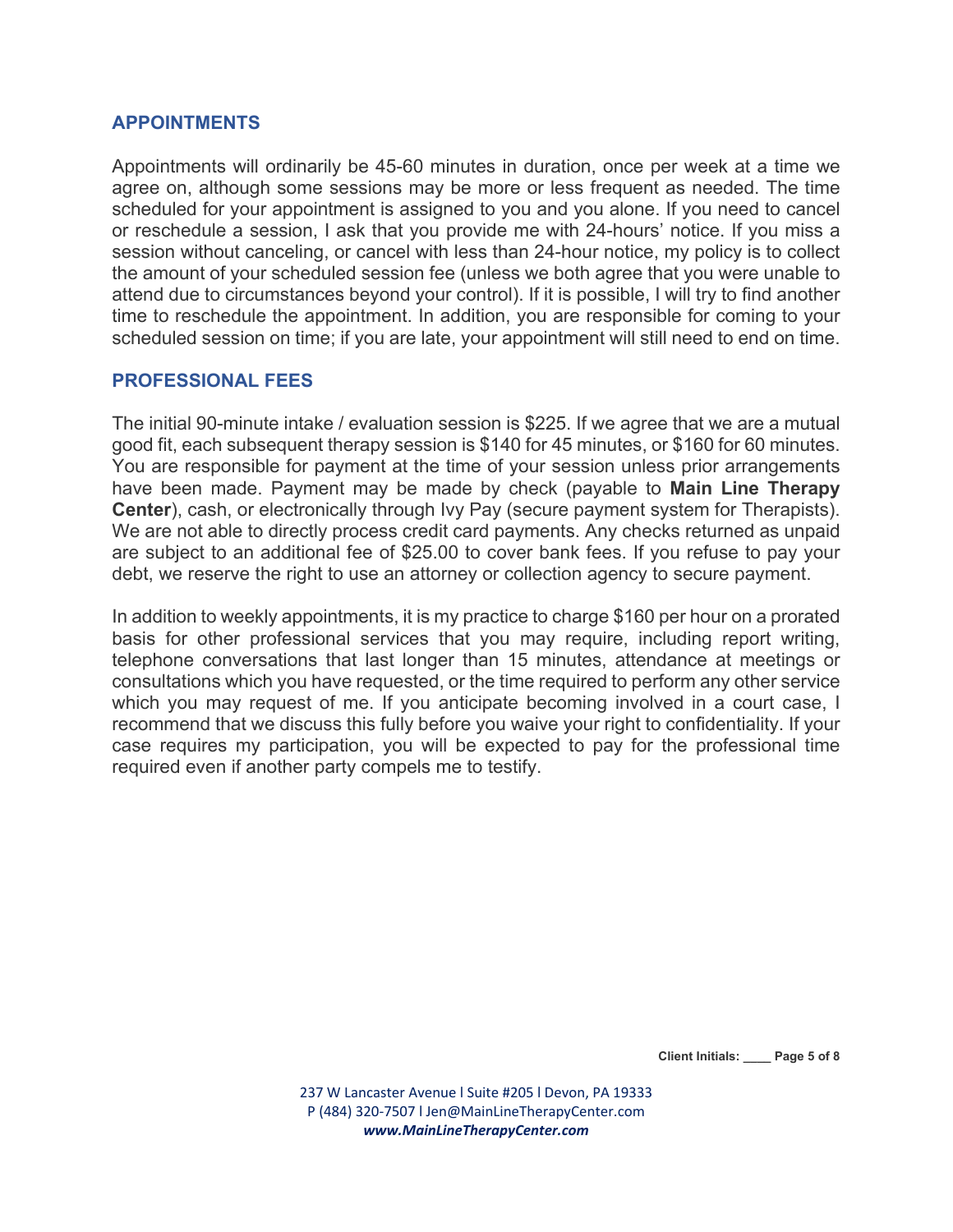## APPOINTMENTS

Appointments will ordinarily be 45-60 minutes in duration, once per week at a time we agree on, although some sessions may be more or less frequent as needed. The time scheduled for your appointment is assigned to you and you alone. If you need to cancel or reschedule a session, I ask that you provide me with 24-hours' notice. If you miss a session without canceling, or cancel with less than 24-hour notice, my policy is to collect the amount of your scheduled session fee (unless we both agree that you were unable to attend due to circumstances beyond your control). If it is possible, I will try to find another time to reschedule the appointment. In addition, you are responsible for coming to your scheduled session on time; if you are late, your appointment will still need to end on time.

## PROFESSIONAL FEES

The initial 90-minute intake / evaluation session is $225. If we agree that we are a mutual good fit, each subsequent therapy session is $140 for 45 minutes, or $160 for 60 minutes. You are responsible for payment at the time of your session unless prior arrangements have been made. Payment may be made by check (payable to **Main Line Therapy Center**), cash, or electronically through Ivy Pay (secure payment system for Therapists). We are not able to directly process credit card payments. Any checks returned as unpaid are subject to an additional fee of $25.00 to cover bank fees. If you refuse to pay your debt, we reserve the right to use an attorney or collection agency to secure payment.

In addition to weekly appointments, it is my practice to charge $160 per hour on a prorated basis for other professional services that you may require, including report writing, telephone conversations that last longer than 15 minutes, attendance at meetings or consultations which you have requested, or the time required to perform any other service which you may request of me. If you anticipate becoming involved in a court case, I recommend that we discuss this fully before you waive your right to confidentiality. If your case requires my participation, you will be expected to pay for the professional time required even if another party compels me to testify.

**Client Initials: ____**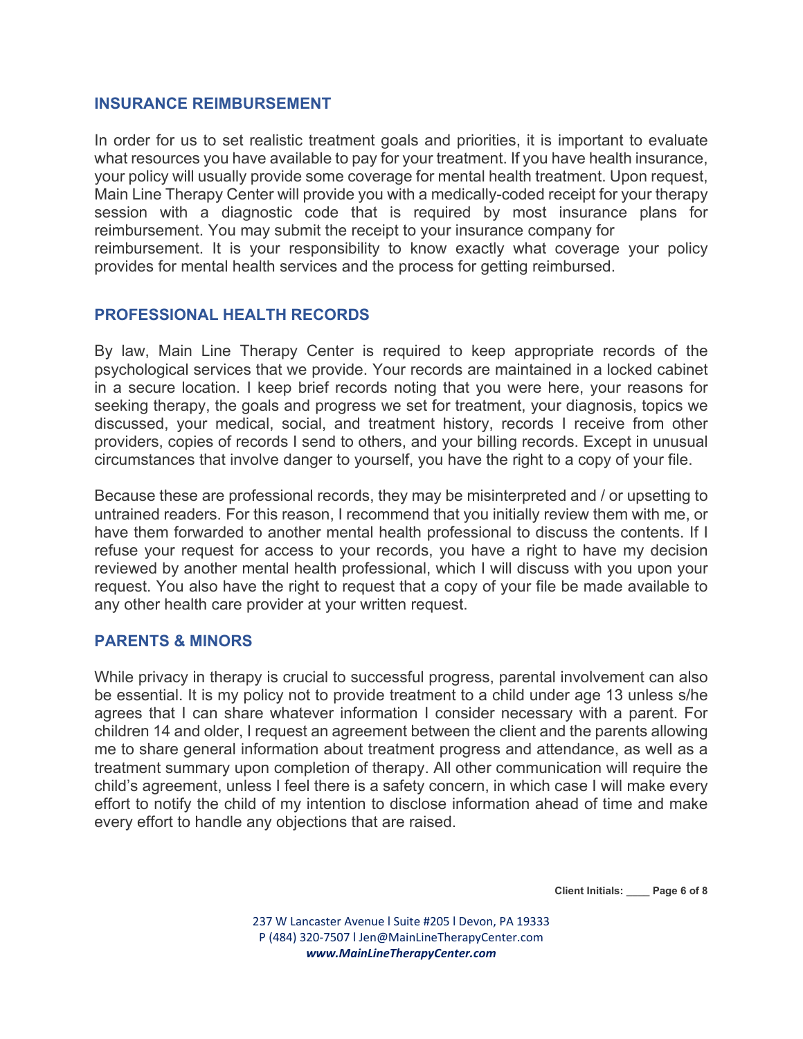## INSURANCE REIMBURSEMENT

In order for us to set realistic treatment goals and priorities, it is important to evaluate what resources you have available to pay for your treatment. If you have health insurance, your policy will usually provide some coverage for mental health treatment. Upon request, Main Line Therapy Center will provide you with a medically-coded receipt for your therapy session with a diagnostic code that is required by most insurance plans for reimbursement. You may submit the receipt to your insurance company for reimbursement. It is your responsibility to know exactly what coverage your policy provides for mental health services and the process for getting reimbursed.

## PROFESSIONAL HEALTH RECORDS

By law, Main Line Therapy Center is required to keep appropriate records of the psychological services that we provide. Your records are maintained in a locked cabinet in a secure location. I keep brief records noting that you were here, your reasons for seeking therapy, the goals and progress we set for treatment, your diagnosis, topics we discussed, your medical, social, and treatment history, records I receive from other providers, copies of records I send to others, and your billing records. Except in unusual circumstances that involve danger to yourself, you have the right to a copy of your file.

Because these are professional records, they may be misinterpreted and / or upsetting to untrained readers. For this reason, I recommend that you initially review them with me, or have them forwarded to another mental health professional to discuss the contents. If I refuse your request for access to your records, you have a right to have my decision reviewed by another mental health professional, which I will discuss with you upon your request. You also have the right to request that a copy of your file be made available to any other health care provider at your written request.

## PARENTS & MINORS

While privacy in therapy is crucial to successful progress, parental involvement can also be essential. It is my policy not to provide treatment to a child under age 13 unless s/he agrees that I can share whatever information I consider necessary with a parent. For children 14 and older, I request an agreement between the client and the parents allowing me to share general information about treatment progress and attendance, as well as a treatment summary upon completion of therapy. All other communication will require the child's agreement, unless I feel there is a safety concern, in which case I will make every effort to notify the child of my intention to disclose information ahead of time and make every effort to handle any objections that are raised.

Client Initials: ____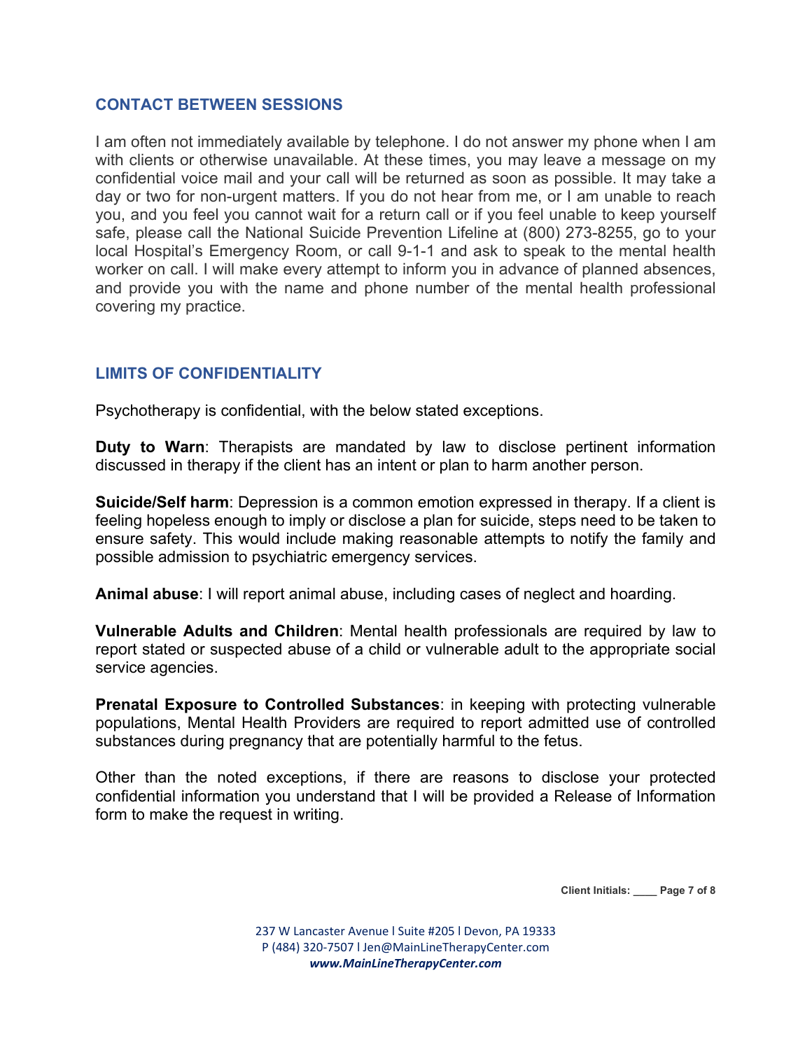## CONTACT BETWEEN SESSIONS

I am often not immediately available by telephone. I do not answer my phone when I am with clients or otherwise unavailable. At these times, you may leave a message on my confidential voice mail and your call will be returned as soon as possible. It may take a day or two for non-urgent matters. If you do not hear from me, or I am unable to reach you, and you feel you cannot wait for a return call or if you feel unable to keep yourself safe, please call the National Suicide Prevention Lifeline at (800) 273-8255, go to your local Hospital's Emergency Room, or call 9-1-1 and ask to speak to the mental health worker on call. I will make every attempt to inform you in advance of planned absences, and provide you with the name and phone number of the mental health professional covering my practice.

## LIMITS OF CONFIDENTIALITY

Psychotherapy is confidential, with the below stated exceptions.

**Duty to Warn**: Therapists are mandated by law to disclose pertinent information discussed in therapy if the client has an intent or plan to harm another person.

**Suicide/Self harm**: Depression is a common emotion expressed in therapy. If a client is feeling hopeless enough to imply or disclose a plan for suicide, steps need to be taken to ensure safety. This would include making reasonable attempts to notify the family and possible admission to psychiatric emergency services.

**Animal abuse**: I will report animal abuse, including cases of neglect and hoarding.

**Vulnerable Adults and Children**: Mental health professionals are required by law to report stated or suspected abuse of a child or vulnerable adult to the appropriate social service agencies.

**Prenatal Exposure to Controlled Substances**: in keeping with protecting vulnerable populations, Mental Health Providers are required to report admitted use of controlled substances during pregnancy that are potentially harmful to the fetus.

Other than the noted exceptions, if there are reasons to disclose your protected confidential information you understand that I will be provided a Release of Information form to make the request in writing.

**Client Initials: ____**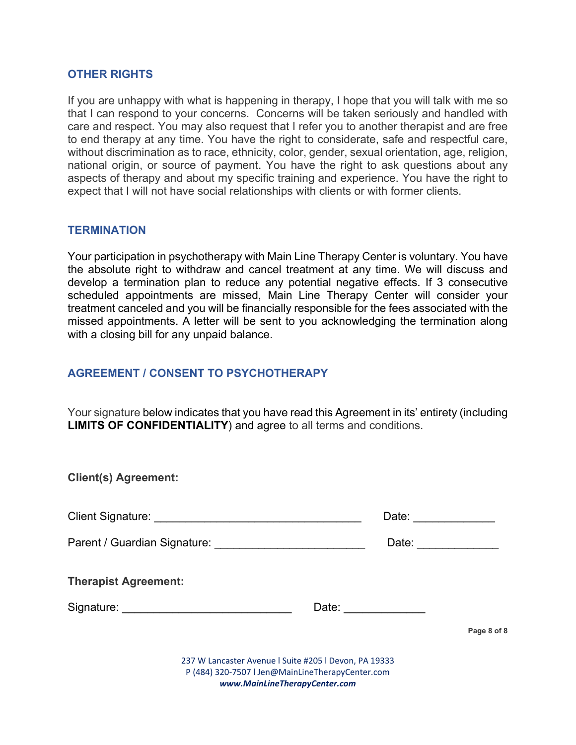## OTHER RIGHTS

If you are unhappy with what is happening in therapy, I hope that you will talk with me so that I can respond to your concerns. Concerns will be taken seriously and handled with care and respect. You may also request that I refer you to another therapist and are free to end therapy at any time. You have the right to considerate, safe and respectful care, without discrimination as to race, ethnicity, color, gender, sexual orientation, age, religion, national origin, or source of payment. You have the right to ask questions about any aspects of therapy and about my specific training and experience. You have the right to expect that I will not have social relationships with clients or with former clients.

## TERMINATION

Your participation in psychotherapy with Main Line Therapy Center is voluntary. You have the absolute right to withdraw and cancel treatment at any time. We will discuss and develop a termination plan to reduce any potential negative effects. If 3 consecutive scheduled appointments are missed, Main Line Therapy Center will consider your treatment canceled and you will be financially responsible for the fees associated with the missed appointments. A letter will be sent to you acknowledging the termination along with a closing bill for any unpaid balance.

## AGREEMENT / CONSENT TO PSYCHOTHERAPY

Your signature below indicates that you have read this Agreement in its' entirety (including **LIMITS OF CONFIDENTIALITY**) and agree to all terms and conditions.

**Client(s) Agreement:**

Client Signature: ________________________________ Date: ____________

Parent / Guardian Signature: _______________________ Date: ____________

**Therapist Agreement:**

Signature: __________________________ Date: ____________

237 W Lancaster Avenue l Suite #205 l Devon, PA 19333
P (484) 320-7507 l Jen@MainLineTherapyCenter.com
***www.MainLineTherapyCenter.com***